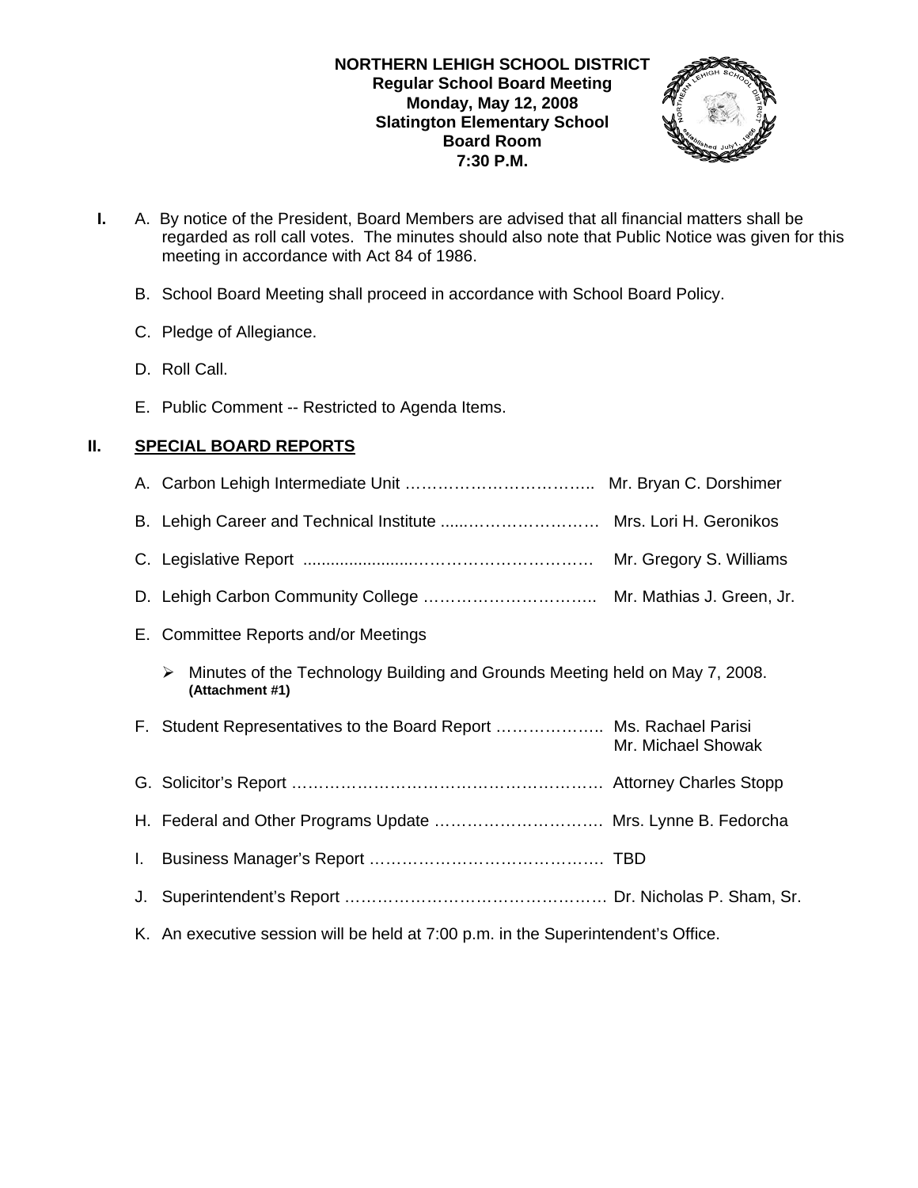**NORTHERN LEHIGH SCHOOL DISTRICT**
**Regular School Board Meeting**
**Monday, May 12, 2008**
**Slatington Elementary School**
**Board Room**
**7:30 P.M.**

**I.** A. By notice of the President, Board Members are advised that all financial matters shall be regarded as roll call votes. The minutes should also note that Public Notice was given for this meeting in accordance with Act 84 of 1986.

B. School Board Meeting shall proceed in accordance with School Board Policy.

C. Pledge of Allegiance.

D. Roll Call.

E. Public Comment -- Restricted to Agenda Items.

## II. SPECIAL BOARD REPORTS

A. Carbon Lehigh Intermediate Unit …………………………….. Mr. Bryan C. Dorshimer

B. Lehigh Career and Technical Institute .....…………………… Mrs. Lori H. Geronikos

C. Legislative Report ......................…………………………… Mr. Gregory S. Williams

D. Lehigh Carbon Community College ………………………….. Mr. Mathias J. Green, Jr.

E. Committee Reports and/or Meetings

- Minutes of the Technology Building and Grounds Meeting held on May 7, 2008. **(Attachment #1)**

F. Student Representatives to the Board Report ……………….. Ms. Rachael Parisi
Mr. Michael Showak

G. Solicitor's Report ………………………………………………… Attorney Charles Stopp

H. Federal and Other Programs Update …………………………. Mrs. Lynne B. Fedorcha

I. Business Manager's Report ……………………………………. TBD

J. Superintendent's Report …………………………………….…. Dr. Nicholas P. Sham, Sr.

K. An executive session will be held at 7:00 p.m. in the Superintendent's Office.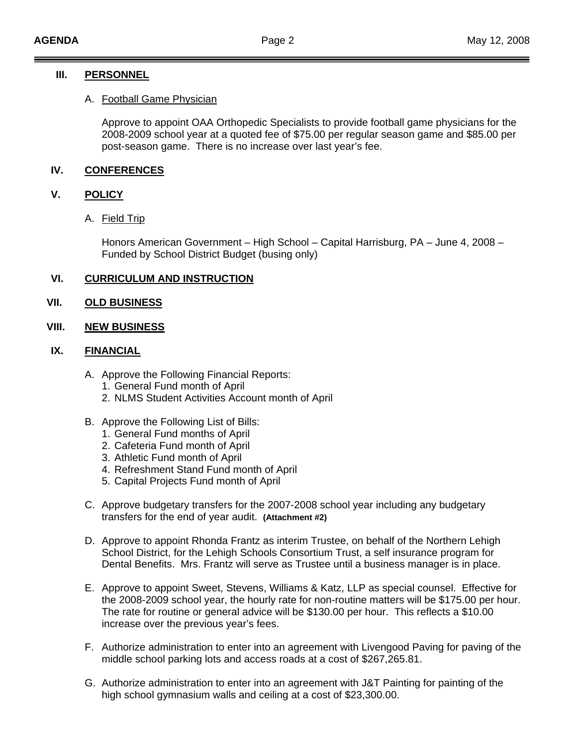## III. PERSONNEL

A. Football Game Physician

Approve to appoint OAA Orthopedic Specialists to provide football game physicians for the 2008-2009 school year at a quoted fee of $75.00 per regular season game and $85.00 per post-season game. There is no increase over last year's fee.

## IV. CONFERENCES

## V. POLICY

A. Field Trip

Honors American Government – High School – Capital Harrisburg, PA – June 4, 2008 – Funded by School District Budget (busing only)

## VI. CURRICULUM AND INSTRUCTION

## VII. OLD BUSINESS

## VIII. NEW BUSINESS

## IX. FINANCIAL

A. Approve the Following Financial Reports:
   1. General Fund month of April
   2. NLMS Student Activities Account month of April

B. Approve the Following List of Bills:
   1. General Fund months of April
   2. Cafeteria Fund month of April
   3. Athletic Fund month of April
   4. Refreshment Stand Fund month of April
   5. Capital Projects Fund month of April

C. Approve budgetary transfers for the 2007-2008 school year including any budgetary transfers for the end of year audit. **(Attachment #2)**

D. Approve to appoint Rhonda Frantz as interim Trustee, on behalf of the Northern Lehigh School District, for the Lehigh Schools Consortium Trust, a self insurance program for Dental Benefits. Mrs. Frantz will serve as Trustee until a business manager is in place.

E. Approve to appoint Sweet, Stevens, Williams & Katz, LLP as special counsel. Effective for the 2008-2009 school year, the hourly rate for non-routine matters will be $175.00 per hour. The rate for routine or general advice will be $130.00 per hour. This reflects a $10.00 increase over the previous year's fees.

F. Authorize administration to enter into an agreement with Livengood Paving for paving of the middle school parking lots and access roads at a cost of $267,265.81.

G. Authorize administration to enter into an agreement with J&T Painting for painting of the high school gymnasium walls and ceiling at a cost of $23,300.00.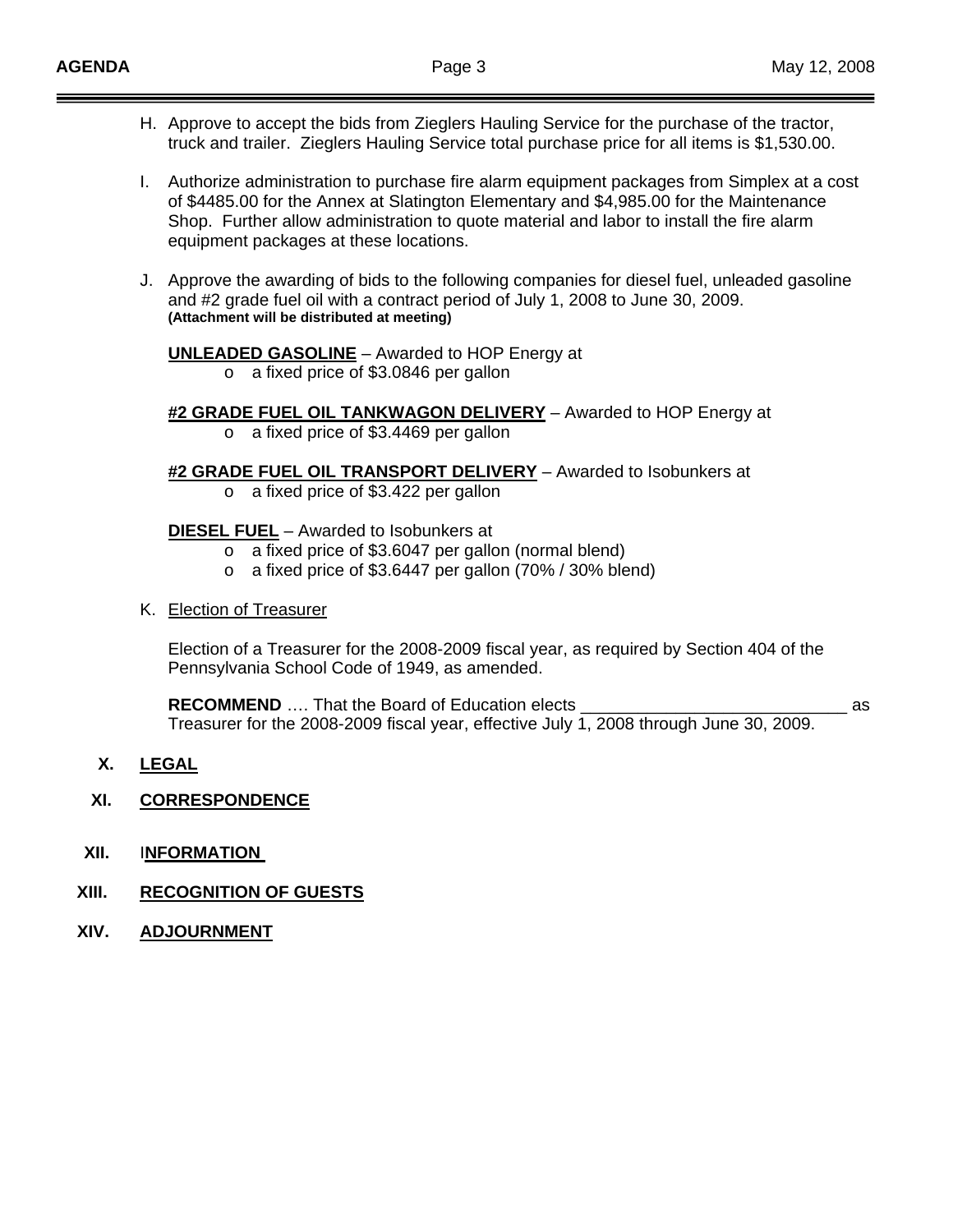H. Approve to accept the bids from Zieglers Hauling Service for the purchase of the tractor, truck and trailer. Zieglers Hauling Service total purchase price for all items is $1,530.00.

I. Authorize administration to purchase fire alarm equipment packages from Simplex at a cost of $4485.00 for the Annex at Slatington Elementary and $4,985.00 for the Maintenance Shop. Further allow administration to quote material and labor to install the fire alarm equipment packages at these locations.

J. Approve the awarding of bids to the following companies for diesel fuel, unleaded gasoline and #2 grade fuel oil with a contract period of July 1, 2008 to June 30, 2009. **(Attachment will be distributed at meeting)**

**UNLEADED GASOLINE** – Awarded to HOP Energy at

- a fixed price of $3.0846 per gallon

**#2 GRADE FUEL OIL TANKWAGON DELIVERY** – Awarded to HOP Energy at

- a fixed price of $3.4469 per gallon

**#2 GRADE FUEL OIL TRANSPORT DELIVERY** – Awarded to Isobunkers at

- a fixed price of $3.422 per gallon

**DIESEL FUEL** – Awarded to Isobunkers at

- a fixed price of $3.6047 per gallon (normal blend)
- a fixed price of $3.6447 per gallon (70% / 30% blend)

K. Election of Treasurer

Election of a Treasurer for the 2008-2009 fiscal year, as required by Section 404 of the Pennsylvania School Code of 1949, as amended.

**RECOMMEND** …. That the Board of Education elects ____________________________ as Treasurer for the 2008-2009 fiscal year, effective July 1, 2008 through June 30, 2009.

## X. LEGAL

## XI. CORRESPONDENCE

## XII. INFORMATION

## XIII. RECOGNITION OF GUESTS

## XIV. ADJOURNMENT